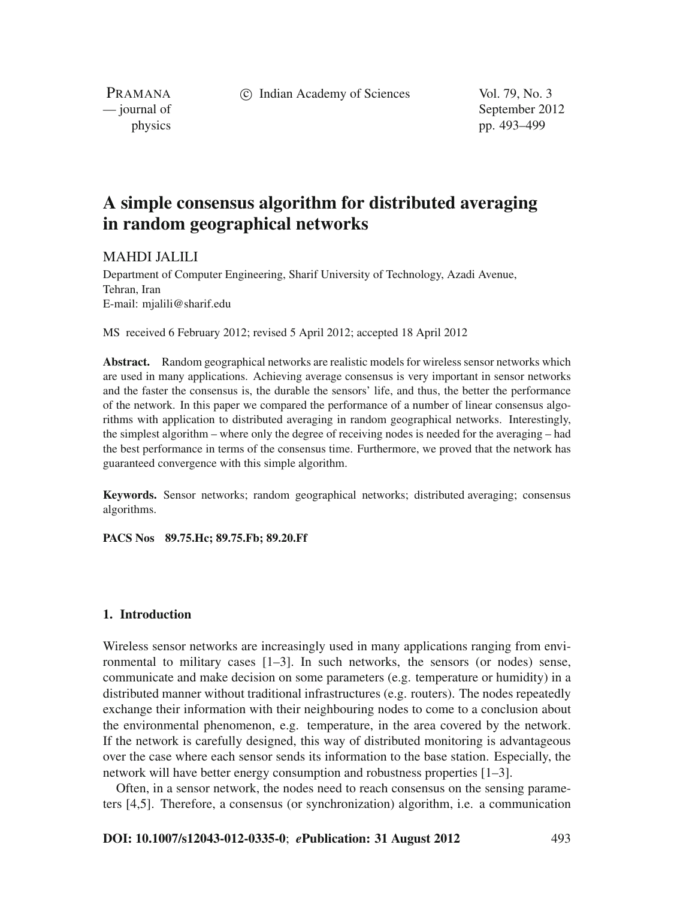# A simple consensus algorithm for distributed averaging in random geographical networks

MAHDI JALILI

Department of Computer Engineering, Sharif University of Technology, Azadi Avenue, Tehran, Iran
E-mail: mjalili@sharif.edu

MS received 6 February 2012; revised 5 April 2012; accepted 18 April 2012

**Abstract.** Random geographical networks are realistic models for wireless sensor networks which are used in many applications. Achieving average consensus is very important in sensor networks and the faster the consensus is, the durable the sensors' life, and thus, the better the performance of the network. In this paper we compared the performance of a number of linear consensus algorithms with application to distributed averaging in random geographical networks. Interestingly, the simplest algorithm – where only the degree of receiving nodes is needed for the averaging – had the best performance in terms of the consensus time. Furthermore, we proved that the network has guaranteed convergence with this simple algorithm.

**Keywords.** Sensor networks; random geographical networks; distributed averaging; consensus algorithms.

**PACS Nos 89.75.Hc; 89.75.Fb; 89.20.Ff**

## 1. Introduction

Wireless sensor networks are increasingly used in many applications ranging from environmental to military cases [1–3]. In such networks, the sensors (or nodes) sense, communicate and make decision on some parameters (e.g. temperature or humidity) in a distributed manner without traditional infrastructures (e.g. routers). The nodes repeatedly exchange their information with their neighbouring nodes to come to a conclusion about the environmental phenomenon, e.g. temperature, in the area covered by the network. If the network is carefully designed, this way of distributed monitoring is advantageous over the case where each sensor sends its information to the base station. Especially, the network will have better energy consumption and robustness properties [1–3].

Often, in a sensor network, the nodes need to reach consensus on the sensing parameters [4,5]. Therefore, a consensus (or synchronization) algorithm, i.e. a communication

**DOI: 10.1007/s12043-012-0335-0**; ***e*Publication: 31 August 2012**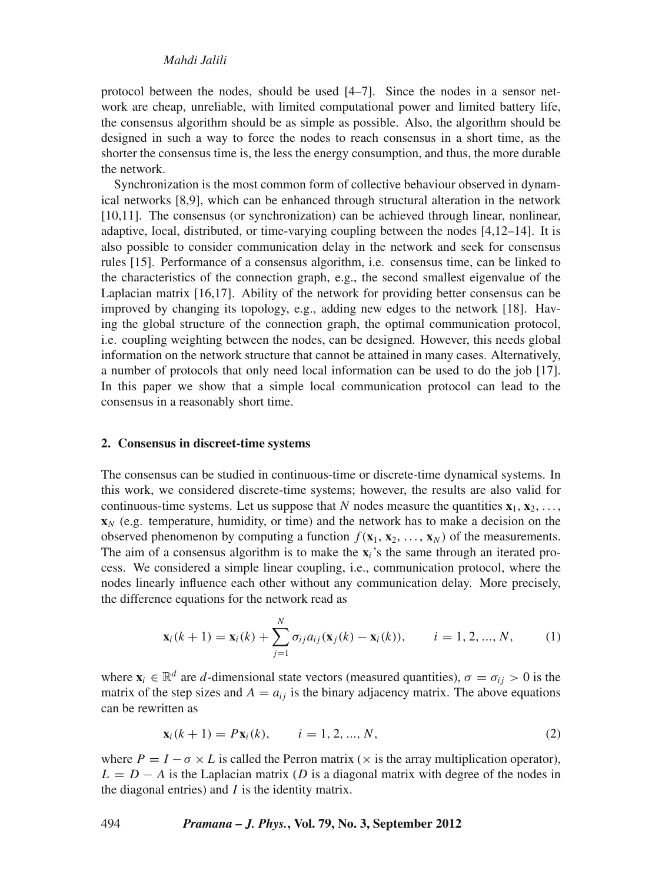protocol between the nodes, should be used [4–7]. Since the nodes in a sensor network are cheap, unreliable, with limited computational power and limited battery life, the consensus algorithm should be as simple as possible. Also, the algorithm should be designed in such a way to force the nodes to reach consensus in a short time, as the shorter the consensus time is, the less the energy consumption, and thus, the more durable the network.

Synchronization is the most common form of collective behaviour observed in dynamical networks [8,9], which can be enhanced through structural alteration in the network [10,11]. The consensus (or synchronization) can be achieved through linear, nonlinear, adaptive, local, distributed, or time-varying coupling between the nodes [4,12–14]. It is also possible to consider communication delay in the network and seek for consensus rules [15]. Performance of a consensus algorithm, i.e. consensus time, can be linked to the characteristics of the connection graph, e.g., the second smallest eigenvalue of the Laplacian matrix [16,17]. Ability of the network for providing better consensus can be improved by changing its topology, e.g., adding new edges to the network [18]. Having the global structure of the connection graph, the optimal communication protocol, i.e. coupling weighting between the nodes, can be designed. However, this needs global information on the network structure that cannot be attained in many cases. Alternatively, a number of protocols that only need local information can be used to do the job [17]. In this paper we show that a simple local communication protocol can lead to the consensus in a reasonably short time.

## 2. Consensus in discreet-time systems

The consensus can be studied in continuous-time or discrete-time dynamical systems. In this work, we considered discrete-time systems; however, the results are also valid for continuous-time systems. Let us suppose that $N$ nodes measure the quantities $\mathbf{x}_1, \mathbf{x}_2, \ldots, \mathbf{x}_N$ (e.g. temperature, humidity, or time) and the network has to make a decision on the observed phenomenon by computing a function $f(\mathbf{x}_1, \mathbf{x}_2, \ldots, \mathbf{x}_N)$ of the measurements. The aim of a consensus algorithm is to make the $\mathbf{x}_i$'s the same through an iterated process. We considered a simple linear coupling, i.e., communication protocol, where the nodes linearly influence each other without any communication delay. More precisely, the difference equations for the network read as

$$\mathbf{x}_i(k+1) = \mathbf{x}_i(k) + \sum_{j=1}^{N} \sigma_{ij} a_{ij} (\mathbf{x}_j(k) - \mathbf{x}_i(k)), \qquad i = 1, 2, ..., N, \tag{1}$$

where $\mathbf{x}_i \in \mathbb{R}^d$ are $d$-dimensional state vectors (measured quantities), $\sigma = \sigma_{ij} > 0$ is the matrix of the step sizes and $A = a_{ij}$ is the binary adjacency matrix. The above equations can be rewritten as

$$\mathbf{x}_i(k+1) = P\mathbf{x}_i(k), \qquad i = 1, 2, ..., N, \tag{2}$$

where $P = I - \sigma \times L$ is called the Perron matrix ($\times$ is the array multiplication operator), $L = D - A$ is the Laplacian matrix ($D$ is a diagonal matrix with degree of the nodes in the diagonal entries) and $I$ is the identity matrix.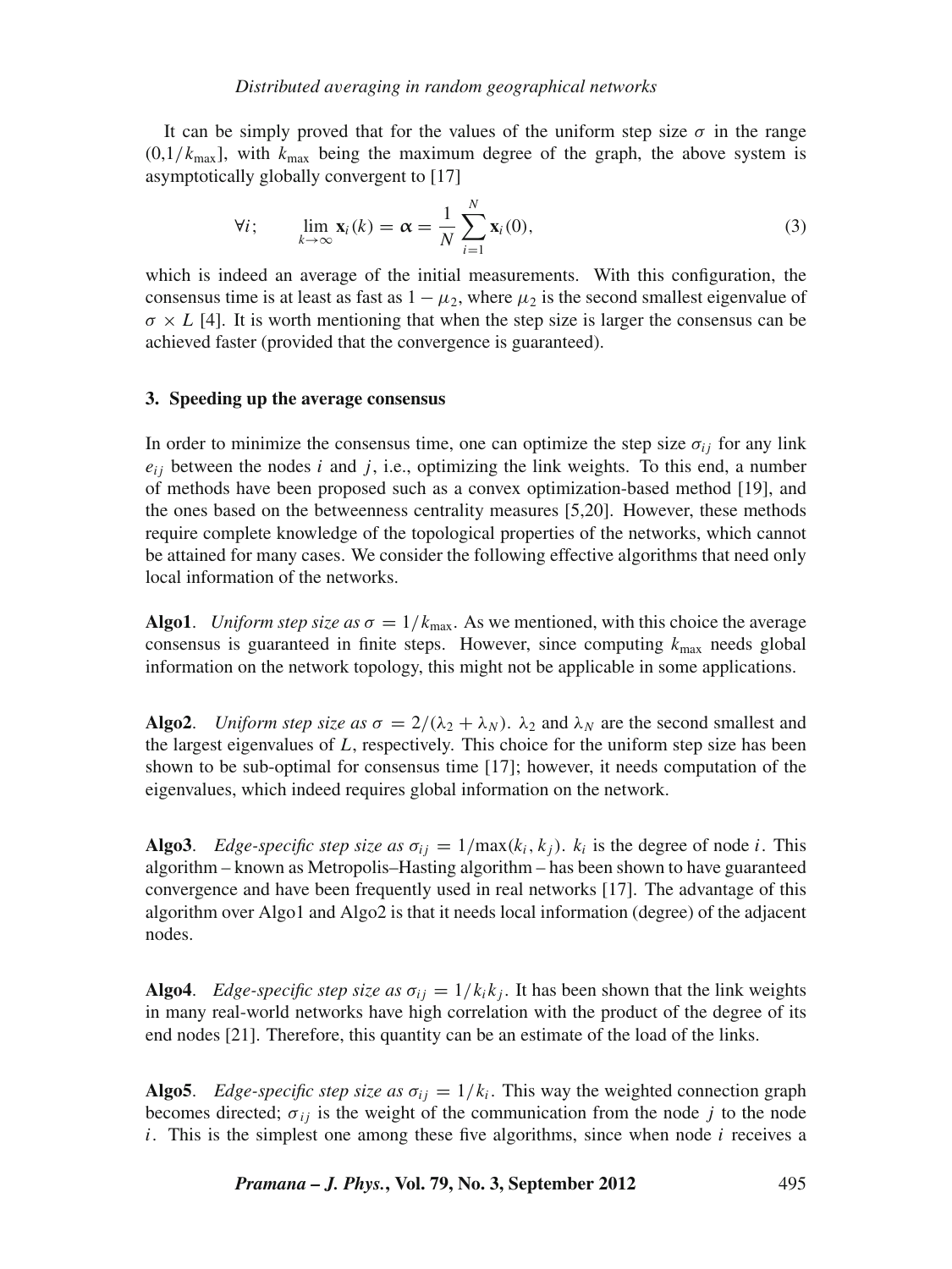It can be simply proved that for the values of the uniform step size $\sigma$ in the range $(0,1/k_{\max}]$, with $k_{\max}$ being the maximum degree of the graph, the above system is asymptotically globally convergent to [17]

$$\forall i; \qquad \lim_{k\to\infty} \mathbf{x}_i(k) = \boldsymbol{\alpha} = \frac{1}{N}\sum_{i=1}^{N} \mathbf{x}_i(0), \tag{3}$$

which is indeed an average of the initial measurements. With this configuration, the consensus time is at least as fast as $1-\mu_2$, where $\mu_2$ is the second smallest eigenvalue of $\sigma \times L$ [4]. It is worth mentioning that when the step size is larger the consensus can be achieved faster (provided that the convergence is guaranteed).

## 3. Speeding up the average consensus

In order to minimize the consensus time, one can optimize the step size $\sigma_{ij}$ for any link $e_{ij}$ between the nodes $i$ and $j$, i.e., optimizing the link weights. To this end, a number of methods have been proposed such as a convex optimization-based method [19], and the ones based on the betweenness centrality measures [5,20]. However, these methods require complete knowledge of the topological properties of the networks, which cannot be attained for many cases. We consider the following effective algorithms that need only local information of the networks.

**Algo1**. *Uniform step size as* $\sigma = 1/k_{\max}$. As we mentioned, with this choice the average consensus is guaranteed in finite steps. However, since computing $k_{\max}$ needs global information on the network topology, this might not be applicable in some applications.

**Algo2**. *Uniform step size as* $\sigma = 2/(\lambda_2 + \lambda_N)$. $\lambda_2$ and $\lambda_N$ are the second smallest and the largest eigenvalues of $L$, respectively. This choice for the uniform step size has been shown to be sub-optimal for consensus time [17]; however, it needs computation of the eigenvalues, which indeed requires global information on the network.

**Algo3**. *Edge-specific step size as* $\sigma_{ij} = 1/\max(k_i, k_j)$. $k_i$ is the degree of node $i$. This algorithm – known as Metropolis–Hasting algorithm – has been shown to have guaranteed convergence and have been frequently used in real networks [17]. The advantage of this algorithm over Algo1 and Algo2 is that it needs local information (degree) of the adjacent nodes.

**Algo4**. *Edge-specific step size as* $\sigma_{ij} = 1/k_i k_j$. It has been shown that the link weights in many real-world networks have high correlation with the product of the degree of its end nodes [21]. Therefore, this quantity can be an estimate of the load of the links.

**Algo5**. *Edge-specific step size as* $\sigma_{ij} = 1/k_i$. This way the weighted connection graph becomes directed; $\sigma_{ij}$ is the weight of the communication from the node $j$ to the node $i$. This is the simplest one among these five algorithms, since when node $i$ receives a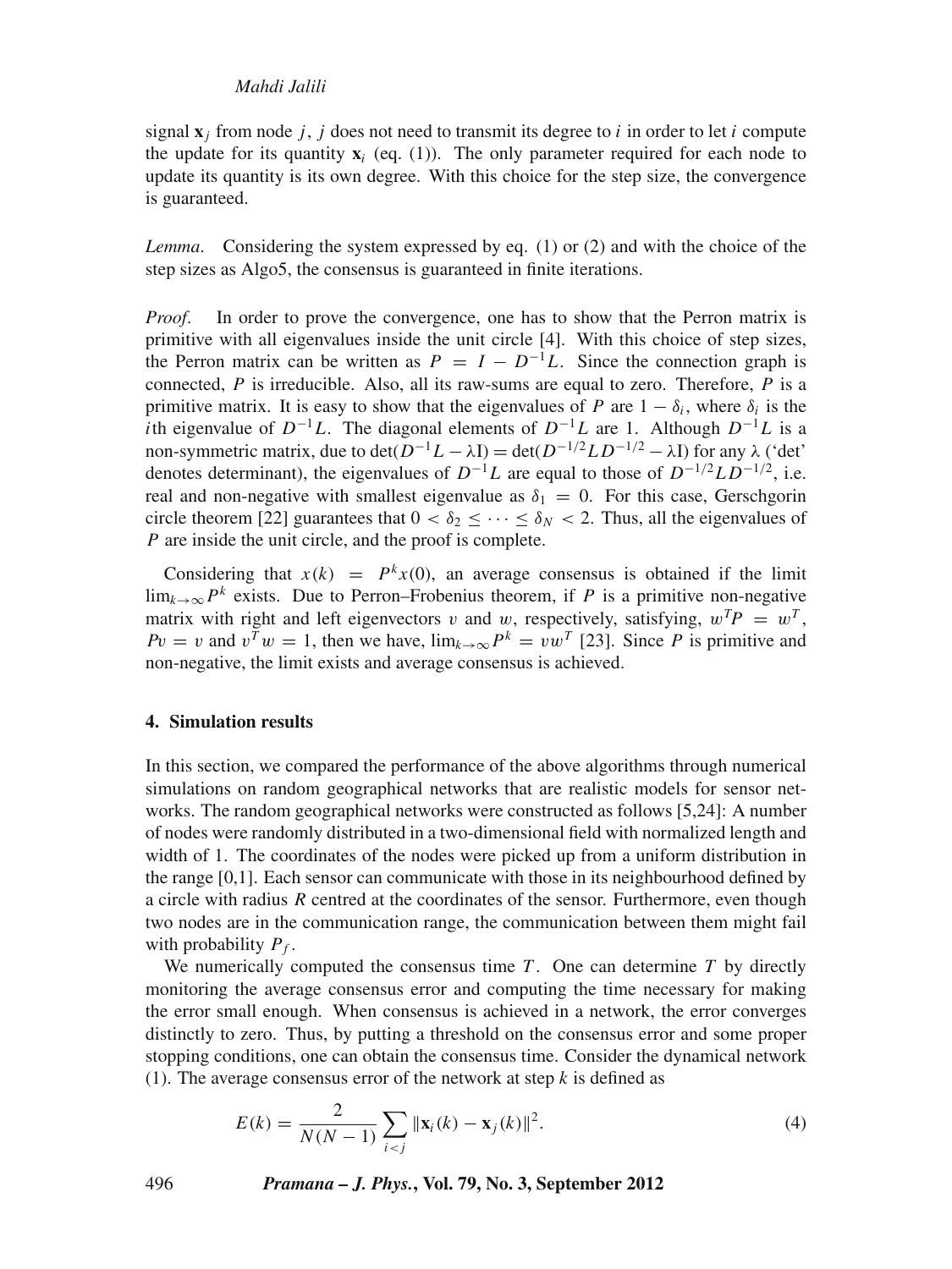signal $\mathbf{x}_j$ from node $j$, $j$ does not need to transmit its degree to $i$ in order to let $i$ compute the update for its quantity $\mathbf{x}_i$ (eq. (1)). The only parameter required for each node to update its quantity is its own degree. With this choice for the step size, the convergence is guaranteed.

*Lemma*. Considering the system expressed by eq. (1) or (2) and with the choice of the step sizes as Algo5, the consensus is guaranteed in finite iterations.

*Proof*. In order to prove the convergence, one has to show that the Perron matrix is primitive with all eigenvalues inside the unit circle [4]. With this choice of step sizes, the Perron matrix can be written as $P = I - D^{-1}L$. Since the connection graph is connected, $P$ is irreducible. Also, all its raw-sums are equal to zero. Therefore, $P$ is a primitive matrix. It is easy to show that the eigenvalues of $P$ are $1 - \delta_i$, where $\delta_i$ is the $i$th eigenvalue of $D^{-1}L$. The diagonal elements of $D^{-1}L$ are 1. Although $D^{-1}L$ is a non-symmetric matrix, due to $\det(D^{-1}L - \lambda \mathrm{I}) = \det(D^{-1/2}LD^{-1/2} - \lambda \mathrm{I})$ for any $\lambda$ ('det' denotes determinant), the eigenvalues of $D^{-1}L$ are equal to those of $D^{-1/2}LD^{-1/2}$, i.e. real and non-negative with smallest eigenvalue as $\delta_1 = 0$. For this case, Gerschgorin circle theorem [22] guarantees that $0 < \delta_2 \leq \cdots \leq \delta_N < 2$. Thus, all the eigenvalues of $P$ are inside the unit circle, and the proof is complete.

Considering that $x(k) = P^k x(0)$, an average consensus is obtained if the limit $\lim_{k\to\infty} P^k$ exists. Due to Perron–Frobenius theorem, if $P$ is a primitive non-negative matrix with right and left eigenvectors $v$ and $w$, respectively, satisfying, $w^T P = w^T$, $Pv = v$ and $v^T w = 1$, then we have, $\lim_{k\to\infty} P^k = vw^T$ [23]. Since $P$ is primitive and non-negative, the limit exists and average consensus is achieved.

## 4. Simulation results

In this section, we compared the performance of the above algorithms through numerical simulations on random geographical networks that are realistic models for sensor networks. The random geographical networks were constructed as follows [5,24]: A number of nodes were randomly distributed in a two-dimensional field with normalized length and width of 1. The coordinates of the nodes were picked up from a uniform distribution in the range [0,1]. Each sensor can communicate with those in its neighbourhood defined by a circle with radius $R$ centred at the coordinates of the sensor. Furthermore, even though two nodes are in the communication range, the communication between them might fail with probability $P_f$.

We numerically computed the consensus time $T$. One can determine $T$ by directly monitoring the average consensus error and computing the time necessary for making the error small enough. When consensus is achieved in a network, the error converges distinctly to zero. Thus, by putting a threshold on the consensus error and some proper stopping conditions, one can obtain the consensus time. Consider the dynamical network (1). The average consensus error of the network at step $k$ is defined as

$$E(k) = \frac{2}{N(N-1)} \sum_{i<j} \|\mathbf{x}_i(k) - \mathbf{x}_j(k)\|^2. \tag{4}$$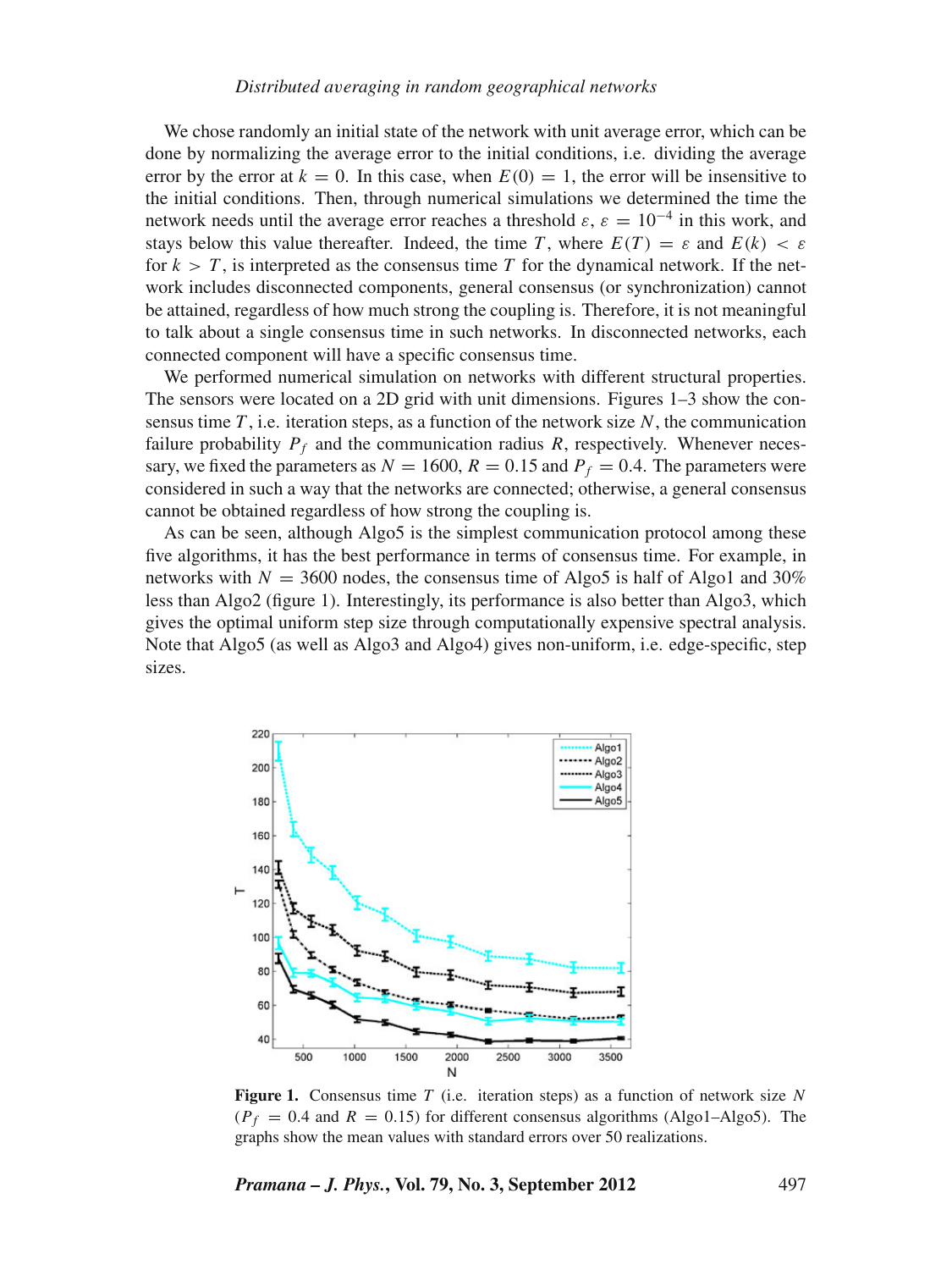We chose randomly an initial state of the network with unit average error, which can be done by normalizing the average error to the initial conditions, i.e. dividing the average error by the error at $k = 0$. In this case, when $E(0) = 1$, the error will be insensitive to the initial conditions. Then, through numerical simulations we determined the time the network needs until the average error reaches a threshold $\varepsilon$, $\varepsilon = 10^{-4}$ in this work, and stays below this value thereafter. Indeed, the time $T$, where $E(T) = \varepsilon$ and $E(k) < \varepsilon$ for $k > T$, is interpreted as the consensus time $T$ for the dynamical network. If the network includes disconnected components, general consensus (or synchronization) cannot be attained, regardless of how much strong the coupling is. Therefore, it is not meaningful to talk about a single consensus time in such networks. In disconnected networks, each connected component will have a specific consensus time.

We performed numerical simulation on networks with different structural properties. The sensors were located on a 2D grid with unit dimensions. Figures 1–3 show the consensus time $T$, i.e. iteration steps, as a function of the network size $N$, the communication failure probability $P_f$ and the communication radius $R$, respectively. Whenever necessary, we fixed the parameters as $N = 1600$, $R = 0.15$ and $P_f = 0.4$. The parameters were considered in such a way that the networks are connected; otherwise, a general consensus cannot be obtained regardless of how strong the coupling is.

As can be seen, although Algo5 is the simplest communication protocol among these five algorithms, it has the best performance in terms of consensus time. For example, in networks with $N = 3600$ nodes, the consensus time of Algo5 is half of Algo1 and 30% less than Algo2 (figure 1). Interestingly, its performance is also better than Algo3, which gives the optimal uniform step size through computationally expensive spectral analysis. Note that Algo5 (as well as Algo3 and Algo4) gives non-uniform, i.e. edge-specific, step sizes.

**Figure 1.** Consensus time $T$ (i.e. iteration steps) as a function of network size $N$ ($P_f = 0.4$ and $R = 0.15$) for different consensus algorithms (Algo1–Algo5). The graphs show the mean values with standard errors over 50 realizations.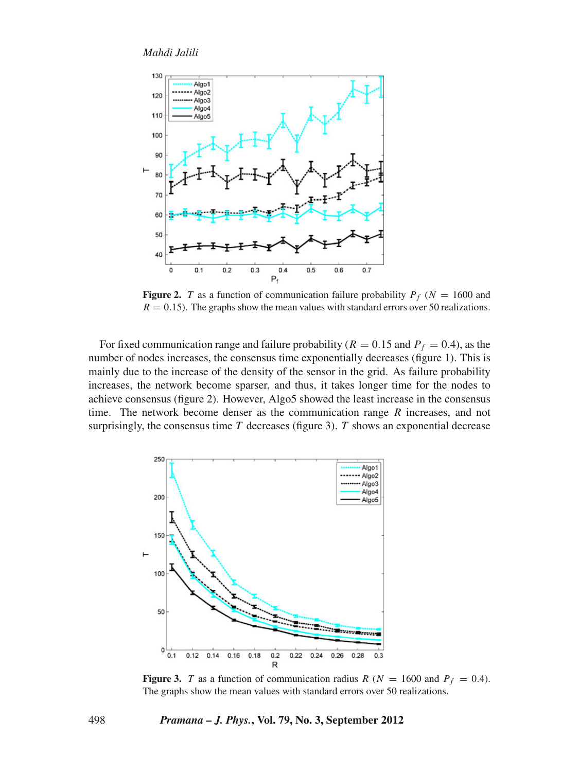Figure 2. $T$ as a function of communication failure probability $P_f$ ($N = 1600$ and $R = 0.15$). The graphs show the mean values with standard errors over 50 realizations.

For fixed communication range and failure probability ($R = 0.15$ and $P_f = 0.4$), as the number of nodes increases, the consensus time exponentially decreases (figure 1). This is mainly due to the increase of the density of the sensor in the grid. As failure probability increases, the network become sparser, and thus, it takes longer time for the nodes to achieve consensus (figure 2). However, Algo5 showed the least increase in the consensus time. The network become denser as the communication range $R$ increases, and not surprisingly, the consensus time $T$ decreases (figure 3). $T$ shows an exponential decrease

Figure 3. $T$ as a function of communication radius $R$ ($N = 1600$ and $P_f = 0.4$). The graphs show the mean values with standard errors over 50 realizations.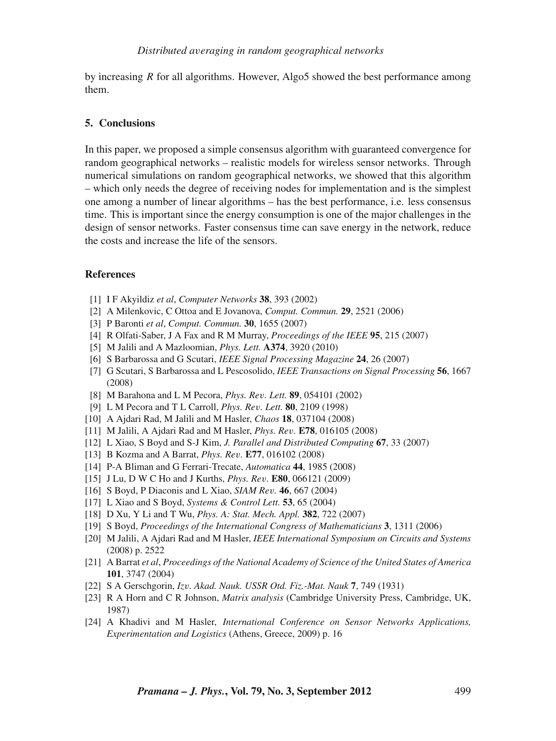by increasing $R$ for all algorithms. However, Algo5 showed the best performance among them.

## 5. Conclusions

In this paper, we proposed a simple consensus algorithm with guaranteed convergence for random geographical networks – realistic models for wireless sensor networks. Through numerical simulations on random geographical networks, we showed that this algorithm – which only needs the degree of receiving nodes for implementation and is the simplest one among a number of linear algorithms – has the best performance, i.e. less consensus time. This is important since the energy consumption is one of the major challenges in the design of sensor networks. Faster consensus time can save energy in the network, reduce the costs and increase the life of the sensors.

## References

[1] I F Akyildiz *et al*, *Computer Networks* **38**, 393 (2002)
[2] A Milenkovic, C Ottoa and E Jovanova, *Comput. Commun.* **29**, 2521 (2006)
[3] P Baronti *et al*, *Comput. Commun.* **30**, 1655 (2007)
[4] R Olfati-Saber, J A Fax and R M Murray, *Proceedings of the IEEE* **95**, 215 (2007)
[5] M Jalili and A Mazloomian, *Phys. Lett.* **A374**, 3920 (2010)
[6] S Barbarossa and G Scutari, *IEEE Signal Processing Magazine* **24**, 26 (2007)
[7] G Scutari, S Barbarossa and L Pescosolido, *IEEE Transactions on Signal Processing* **56**, 1667 (2008)
[8] M Barahona and L M Pecora, *Phys. Rev. Lett.* **89**, 054101 (2002)
[9] L M Pecora and T L Carroll, *Phys. Rev. Lett.* **80**, 2109 (1998)
[10] A Ajdari Rad, M Jalili and M Hasler, *Chaos* **18**, 037104 (2008)
[11] M Jalili, A Ajdari Rad and M Hasler, *Phys. Rev.* **E78**, 016105 (2008)
[12] L Xiao, S Boyd and S-J Kim, *J. Parallel and Distributed Computing* **67**, 33 (2007)
[13] B Kozma and A Barrat, *Phys. Rev.* **E77**, 016102 (2008)
[14] P-A Bliman and G Ferrari-Trecate, *Automatica* **44**, 1985 (2008)
[15] J Lu, D W C Ho and J Kurths, *Phys. Rev.* **E80**, 066121 (2009)
[16] S Boyd, P Diaconis and L Xiao, *SIAM Rev.* **46**, 667 (2004)
[17] L Xiao and S Boyd, *Systems & Control Lett.* **53**, 65 (2004)
[18] D Xu, Y Li and T Wu, *Phys. A: Stat. Mech. Appl.* **382**, 722 (2007)
[19] S Boyd, *Proceedings of the International Congress of Mathematicians* **3**, 1311 (2006)
[20] M Jalili, A Ajdari Rad and M Hasler, *IEEE International Symposium on Circuits and Systems* (2008) p. 2522
[21] A Barrat *et al*, *Proceedings of the National Academy of Science of the United States of America* **101**, 3747 (2004)
[22] S A Gerschgorin, *Izv. Akad. Nauk. USSR Otd. Fiz.-Mat. Nauk* **7**, 749 (1931)
[23] R A Horn and C R Johnson, *Matrix analysis* (Cambridge University Press, Cambridge, UK, 1987)
[24] A Khadivi and M Hasler, *International Conference on Sensor Networks Applications, Experimentation and Logistics* (Athens, Greece, 2009) p. 16